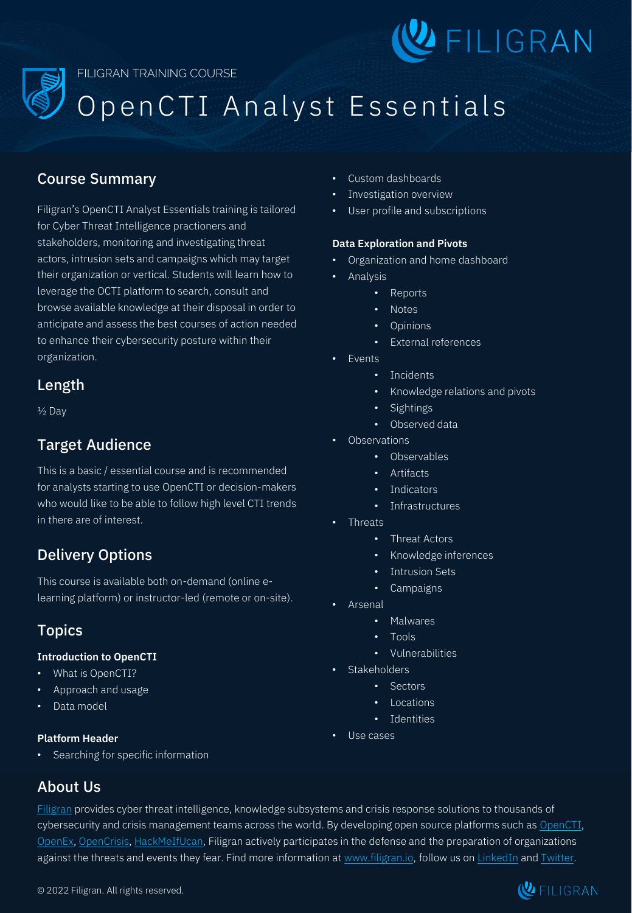FILIGRAN

FILIGRAN TRAINING COURSE

# OpenCTI Analyst Essentials

## Course Summary

Filigran's OpenCTI Analyst Essentials training is tailored for Cyber Threat Intelligence practioners and stakeholders, monitoring and investigating threat actors, intrusion sets and campaigns which may target their organization or vertical. Students will learn how to leverage the OCTI platform to search, consult and browse available knowledge at their disposal in order to anticipate and assess the best courses of action needed to enhance their cybersecurity posture within their organization.

## Length

½ Day

## Target Audience

This is a basic / essential course and is recommended for analysts starting to use OpenCTI or decision-makers who would like to be able to follow high level CTI trends in there are of interest.

## Delivery Options

This course is available both on-demand (online e-learning platform) or instructor-led (remote or on-site).

## Topics

**Introduction to OpenCTI**

- What is OpenCTI?
- Approach and usage
- Data model

**Platform Header**

- Searching for specific information
- Custom dashboards
- Investigation overview
- User profile and subscriptions

**Data Exploration and Pivots**

- Organization and home dashboard
- Analysis
  - Reports
  - Notes
  - Opinions
  - External references
- Events
  - Incidents
  - Knowledge relations and pivots
  - Sightings
  - Observed data
- Observations
  - Observables
  - Artifacts
  - Indicators
  - Infrastructures
- Threats
  - Threat Actors
  - Knowledge inferences
  - Intrusion Sets
  - Campaigns
- Arsenal
  - Malwares
  - Tools
  - Vulnerabilities
- Stakeholders
  - Sectors
  - Locations
  - Identities
- Use cases

## About Us

Filigran provides cyber threat intelligence, knowledge subsystems and crisis response solutions to thousands of cybersecurity and crisis management teams across the world. By developing open source platforms such as OpenCTI, OpenEx, OpenCrisis, HackMeIfUcan, Filigran actively participates in the defense and the preparation of organizations against the threats and events they fear. Find more information at www.filigran.io, follow us on LinkedIn and Twitter.

© 2022 Filigran. All rights reserved.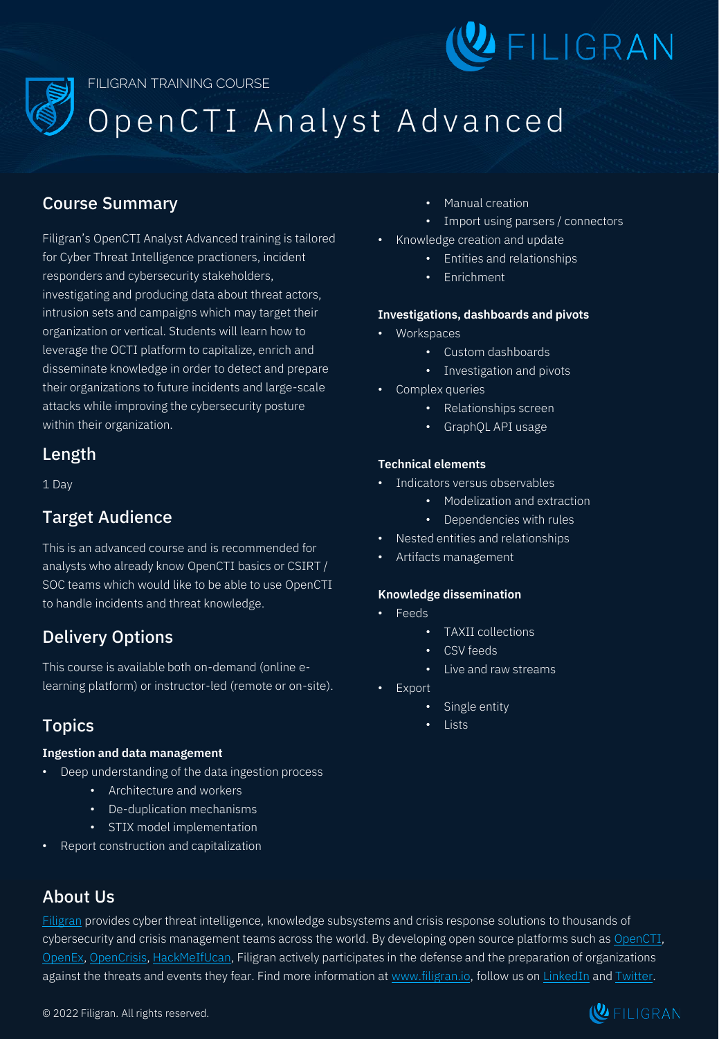FILIGRAN TRAINING COURSE

# OpenCTI Analyst Advanced

## Course Summary

Filigran's OpenCTI Analyst Advanced training is tailored for Cyber Threat Intelligence practioners, incident responders and cybersecurity stakeholders, investigating and producing data about threat actors, intrusion sets and campaigns which may target their organization or vertical. Students will learn how to leverage the OCTI platform to capitalize, enrich and disseminate knowledge in order to detect and prepare their organizations to future incidents and large-scale attacks while improving the cybersecurity posture within their organization.

## Length

1 Day

## Target Audience

This is an advanced course and is recommended for analysts who already know OpenCTI basics or CSIRT / SOC teams which would like to be able to use OpenCTI to handle incidents and threat knowledge.

## Delivery Options

This course is available both on-demand (online e-learning platform) or instructor-led (remote or on-site).

## Topics

### Ingestion and data management

- Deep understanding of the data ingestion process
  - Architecture and workers
  - De-duplication mechanisms
  - STIX model implementation
- Report construction and capitalization
  - Manual creation
  - Import using parsers / connectors
- Knowledge creation and update
  - Entities and relationships
  - Enrichment

### Investigations, dashboards and pivots

- Workspaces
  - Custom dashboards
  - Investigation and pivots
- Complex queries
  - Relationships screen
  - GraphQL API usage

### Technical elements

- Indicators versus observables
  - Modelization and extraction
  - Dependencies with rules
- Nested entities and relationships
- Artifacts management

### Knowledge dissemination

- Feeds
  - TAXII collections
  - CSV feeds
  - Live and raw streams
- Export
  - Single entity
  - Lists

## About Us

Filigran provides cyber threat intelligence, knowledge subsystems and crisis response solutions to thousands of cybersecurity and crisis management teams across the world. By developing open source platforms such as OpenCTI, OpenEx, OpenCrisis, HackMeIfUcan, Filigran actively participates in the defense and the preparation of organizations against the threats and events they fear. Find more information at www.filigran.io, follow us on LinkedIn and Twitter.

© 2022 Filigran. All rights reserved.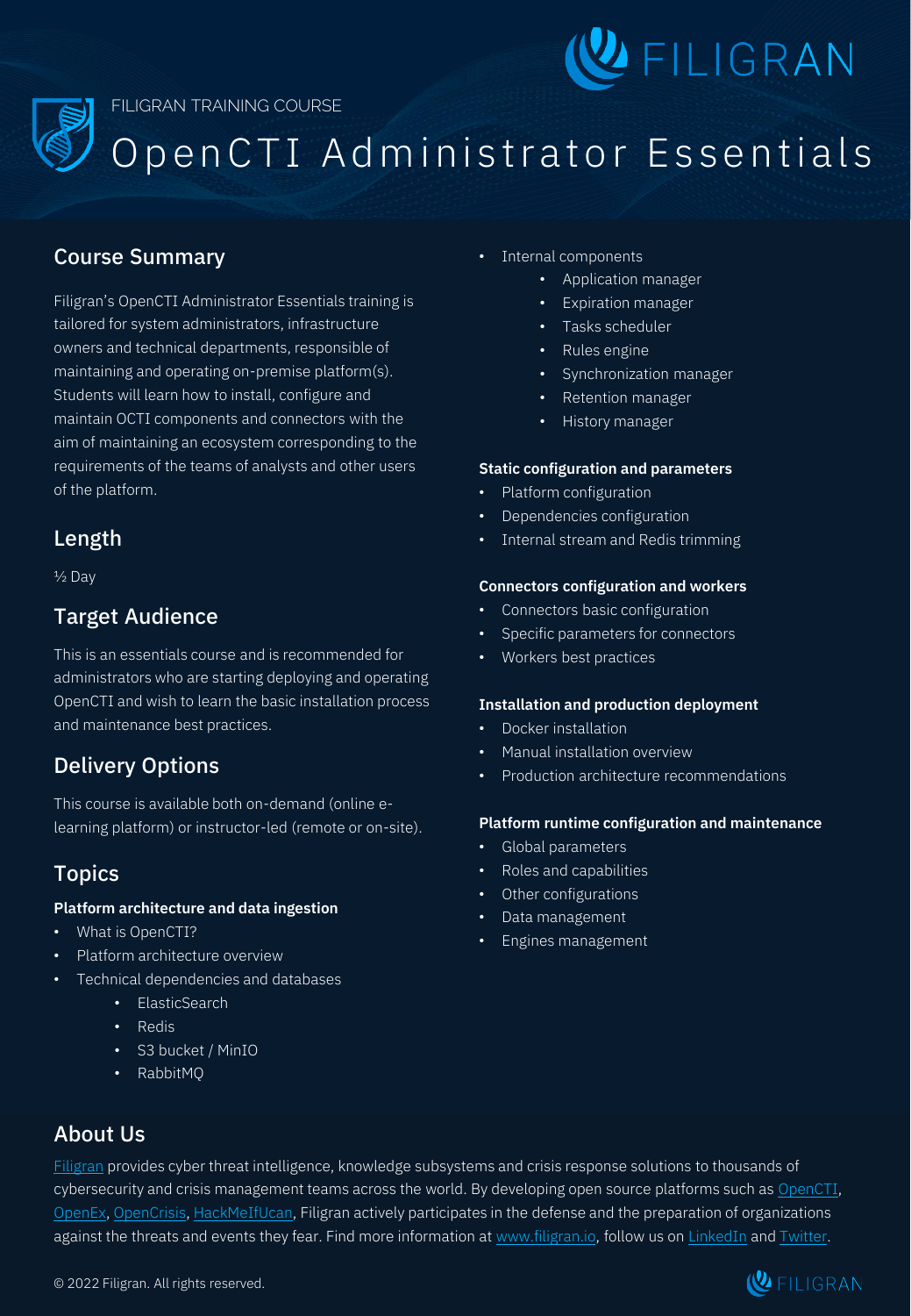FILIGRAN TRAINING COURSE

# OpenCTI Administrator Essentials

## Course Summary

Filigran's OpenCTI Administrator Essentials training is tailored for system administrators, infrastructure owners and technical departments, responsible of maintaining and operating on-premise platform(s). Students will learn how to install, configure and maintain OCTI components and connectors with the aim of maintaining an ecosystem corresponding to the requirements of the teams of analysts and other users of the platform.

## Length

½ Day

## Target Audience

This is an essentials course and is recommended for administrators who are starting deploying and operating OpenCTI and wish to learn the basic installation process and maintenance best practices.

## Delivery Options

This course is available both on-demand (online e-learning platform) or instructor-led (remote or on-site).

## Topics

**Platform architecture and data ingestion**

- What is OpenCTI?
- Platform architecture overview
- Technical dependencies and databases
  - ElasticSearch
  - Redis
  - S3 bucket / MinIO
  - RabbitMQ
- Internal components
  - Application manager
  - Expiration manager
  - Tasks scheduler
  - Rules engine
  - Synchronization manager
  - Retention manager
  - History manager

**Static configuration and parameters**

- Platform configuration
- Dependencies configuration
- Internal stream and Redis trimming

**Connectors configuration and workers**

- Connectors basic configuration
- Specific parameters for connectors
- Workers best practices

**Installation and production deployment**

- Docker installation
- Manual installation overview
- Production architecture recommendations

**Platform runtime configuration and maintenance**

- Global parameters
- Roles and capabilities
- Other configurations
- Data management
- Engines management

## About Us

Filigran provides cyber threat intelligence, knowledge subsystems and crisis response solutions to thousands of cybersecurity and crisis management teams across the world. By developing open source platforms such as OpenCTI, OpenEx, OpenCrisis, HackMeIfUcan, Filigran actively participates in the defense and the preparation of organizations against the threats and events they fear. Find more information at www.filigran.io, follow us on LinkedIn and Twitter.

© 2022 Filigran. All rights reserved.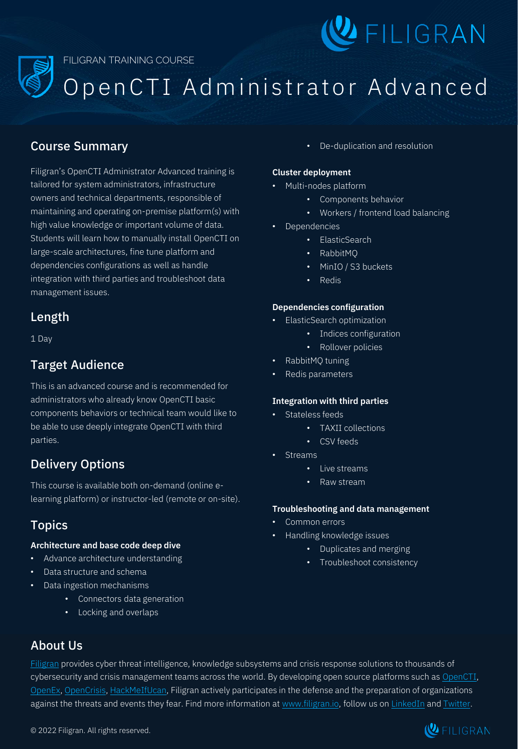FILIGRAN TRAINING COURSE

# OpenCTI Administrator Advanced

## Course Summary

Filigran's OpenCTI Administrator Advanced training is tailored for system administrators, infrastructure owners and technical departments, responsible of maintaining and operating on-premise platform(s) with high value knowledge or important volume of data. Students will learn how to manually install OpenCTI on large-scale architectures, fine tune platform and dependencies configurations as well as handle integration with third parties and troubleshoot data management issues.

## Length

1 Day

## Target Audience

This is an advanced course and is recommended for administrators who already know OpenCTI basic components behaviors or technical team would like to be able to use deeply integrate OpenCTI with third parties.

## Delivery Options

This course is available both on-demand (online e-learning platform) or instructor-led (remote or on-site).

## Topics

**Architecture and base code deep dive**

- Advance architecture understanding
- Data structure and schema
- Data ingestion mechanisms
    - Connectors data generation
    - Locking and overlaps
    - De-duplication and resolution

**Cluster deployment**

- Multi-nodes platform
    - Components behavior
    - Workers / frontend load balancing
- Dependencies
    - ElasticSearch
    - RabbitMQ
    - MinIO / S3 buckets
    - Redis

**Dependencies configuration**

- ElasticSearch optimization
    - Indices configuration
    - Rollover policies
- RabbitMQ tuning
- Redis parameters

**Integration with third parties**

- Stateless feeds
    - TAXII collections
    - CSV feeds
- Streams
    - Live streams
    - Raw stream

**Troubleshooting and data management**

- Common errors
- Handling knowledge issues
    - Duplicates and merging
    - Troubleshoot consistency

## About Us

Filigran provides cyber threat intelligence, knowledge subsystems and crisis response solutions to thousands of cybersecurity and crisis management teams across the world. By developing open source platforms such as OpenCTI, OpenEx, OpenCrisis, HackMeIfUcan, Filigran actively participates in the defense and the preparation of organizations against the threats and events they fear. Find more information at www.filigran.io, follow us on LinkedIn and Twitter.

© 2022 Filigran. All rights reserved.